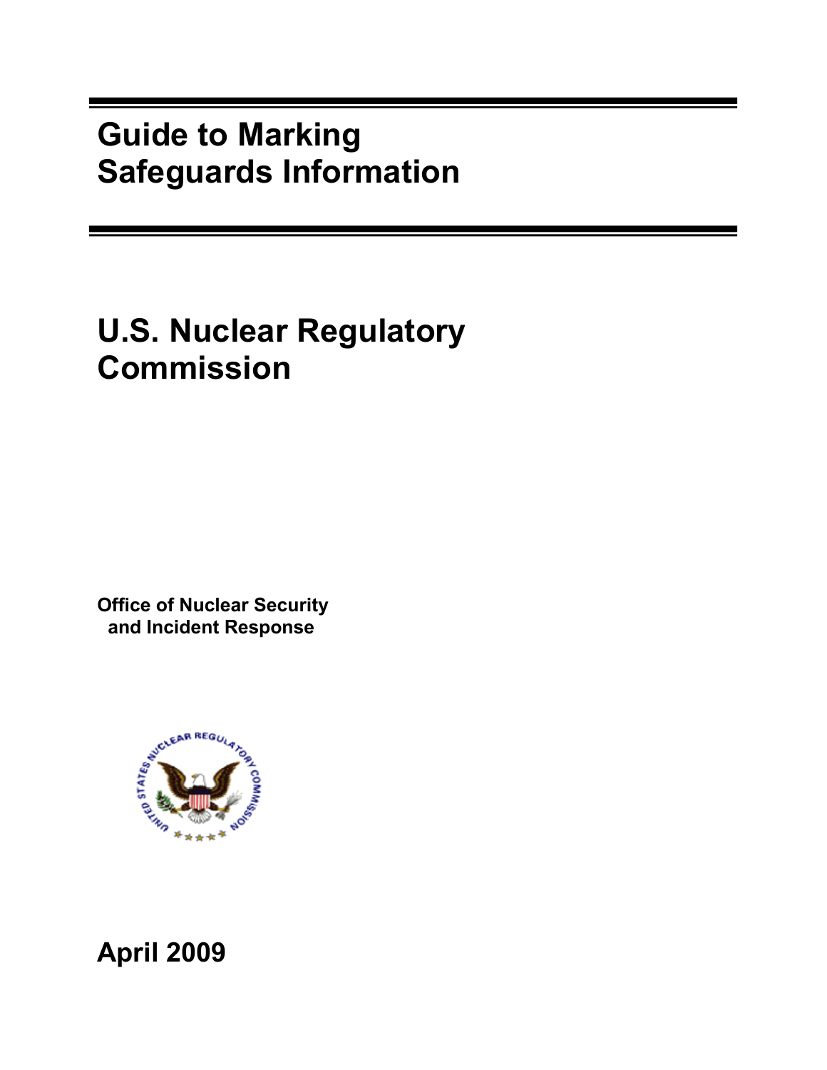# Guide to Marking Safeguards Information

## U.S. Nuclear Regulatory Commission

**Office of Nuclear Security and Incident Response**

**April 2009**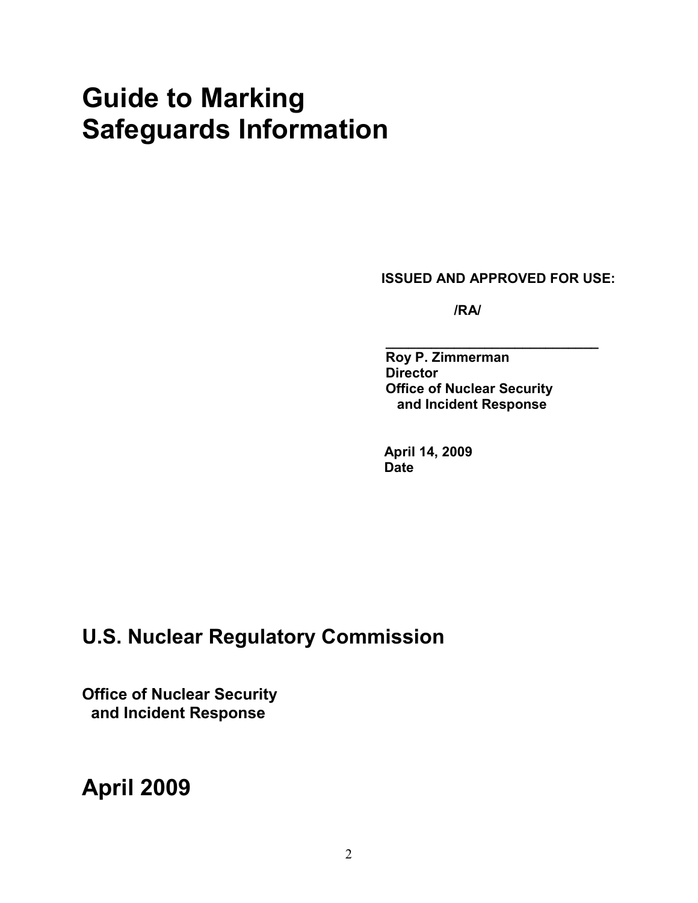# Guide to Marking Safeguards Information

**ISSUED AND APPROVED FOR USE:**

**/RA/**

**\_\_\_\_\_\_\_\_\_\_\_\_\_\_\_\_\_\_\_\_\_\_\_\_\_\_\_\_\_\_**
**Roy P. Zimmerman**
**Director**
**Office of Nuclear Security and Incident Response**

**April 14, 2009**
**Date**

## U.S. Nuclear Regulatory Commission

**Office of Nuclear Security and Incident Response**

## April 2009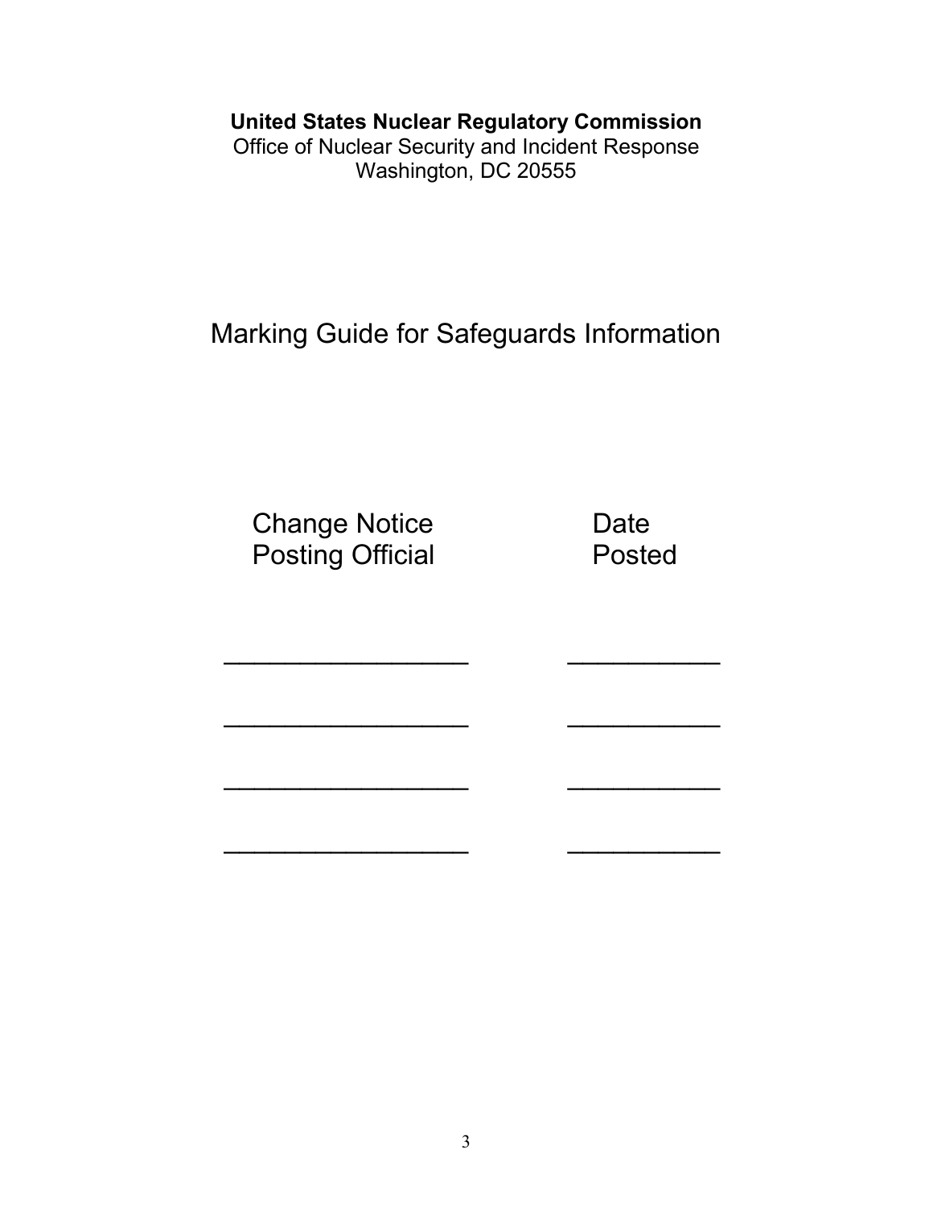**United States Nuclear Regulatory Commission**
Office of Nuclear Security and Incident Response
Washington, DC 20555

# Marking Guide for Safeguards Information

| Change Notice Posting Official | Date Posted |
| --- | --- |
| ________________ | __________ |
| ________________ | __________ |
| ________________ | __________ |
| ________________ | __________ |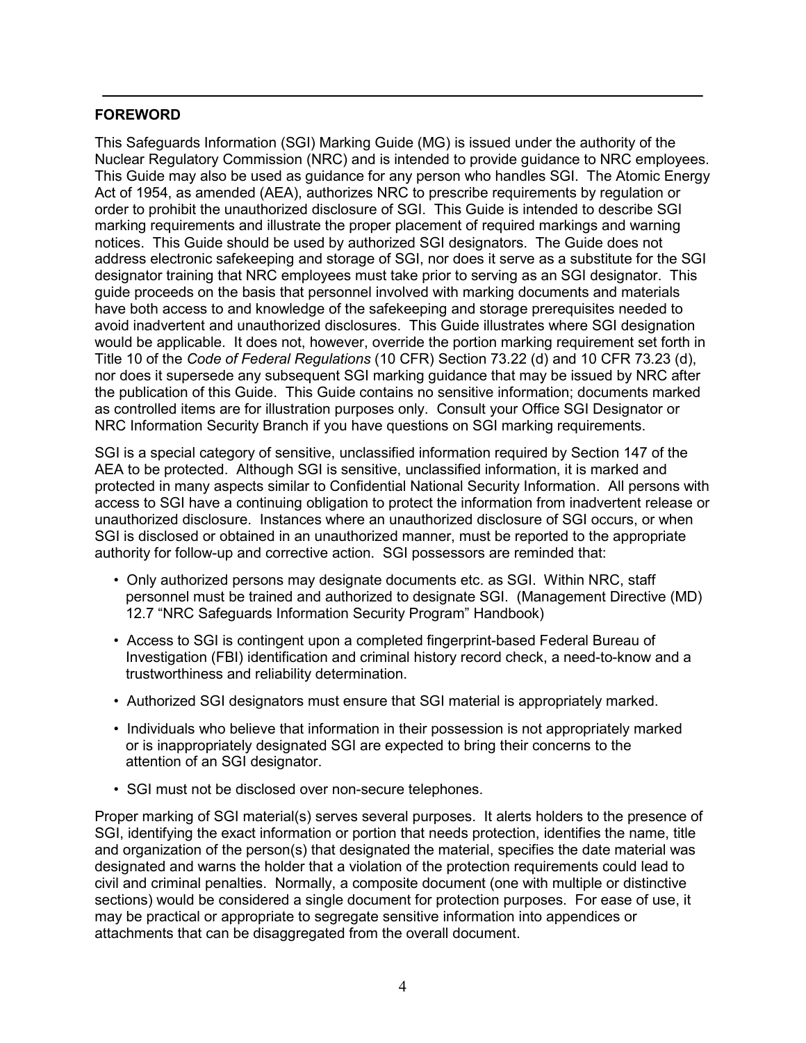## FOREWORD

This Safeguards Information (SGI) Marking Guide (MG) is issued under the authority of the Nuclear Regulatory Commission (NRC) and is intended to provide guidance to NRC employees. This Guide may also be used as guidance for any person who handles SGI. The Atomic Energy Act of 1954, as amended (AEA), authorizes NRC to prescribe requirements by regulation or order to prohibit the unauthorized disclosure of SGI. This Guide is intended to describe SGI marking requirements and illustrate the proper placement of required markings and warning notices. This Guide should be used by authorized SGI designators. The Guide does not address electronic safekeeping and storage of SGI, nor does it serve as a substitute for the SGI designator training that NRC employees must take prior to serving as an SGI designator. This guide proceeds on the basis that personnel involved with marking documents and materials have both access to and knowledge of the safekeeping and storage prerequisites needed to avoid inadvertent and unauthorized disclosures. This Guide illustrates where SGI designation would be applicable. It does not, however, override the portion marking requirement set forth in Title 10 of the *Code of Federal Regulations* (10 CFR) Section 73.22 (d) and 10 CFR 73.23 (d), nor does it supersede any subsequent SGI marking guidance that may be issued by NRC after the publication of this Guide. This Guide contains no sensitive information; documents marked as controlled items are for illustration purposes only. Consult your Office SGI Designator or NRC Information Security Branch if you have questions on SGI marking requirements.

SGI is a special category of sensitive, unclassified information required by Section 147 of the AEA to be protected. Although SGI is sensitive, unclassified information, it is marked and protected in many aspects similar to Confidential National Security Information. All persons with access to SGI have a continuing obligation to protect the information from inadvertent release or unauthorized disclosure. Instances where an unauthorized disclosure of SGI occurs, or when SGI is disclosed or obtained in an unauthorized manner, must be reported to the appropriate authority for follow-up and corrective action. SGI possessors are reminded that:

- Only authorized persons may designate documents etc. as SGI. Within NRC, staff personnel must be trained and authorized to designate SGI. (Management Directive (MD) 12.7 "NRC Safeguards Information Security Program" Handbook)
- Access to SGI is contingent upon a completed fingerprint-based Federal Bureau of Investigation (FBI) identification and criminal history record check, a need-to-know and a trustworthiness and reliability determination.
- Authorized SGI designators must ensure that SGI material is appropriately marked.
- Individuals who believe that information in their possession is not appropriately marked or is inappropriately designated SGI are expected to bring their concerns to the attention of an SGI designator.
- SGI must not be disclosed over non-secure telephones.

Proper marking of SGI material(s) serves several purposes. It alerts holders to the presence of SGI, identifying the exact information or portion that needs protection, identifies the name, title and organization of the person(s) that designated the material, specifies the date material was designated and warns the holder that a violation of the protection requirements could lead to civil and criminal penalties. Normally, a composite document (one with multiple or distinctive sections) would be considered a single document for protection purposes. For ease of use, it may be practical or appropriate to segregate sensitive information into appendices or attachments that can be disaggregated from the overall document.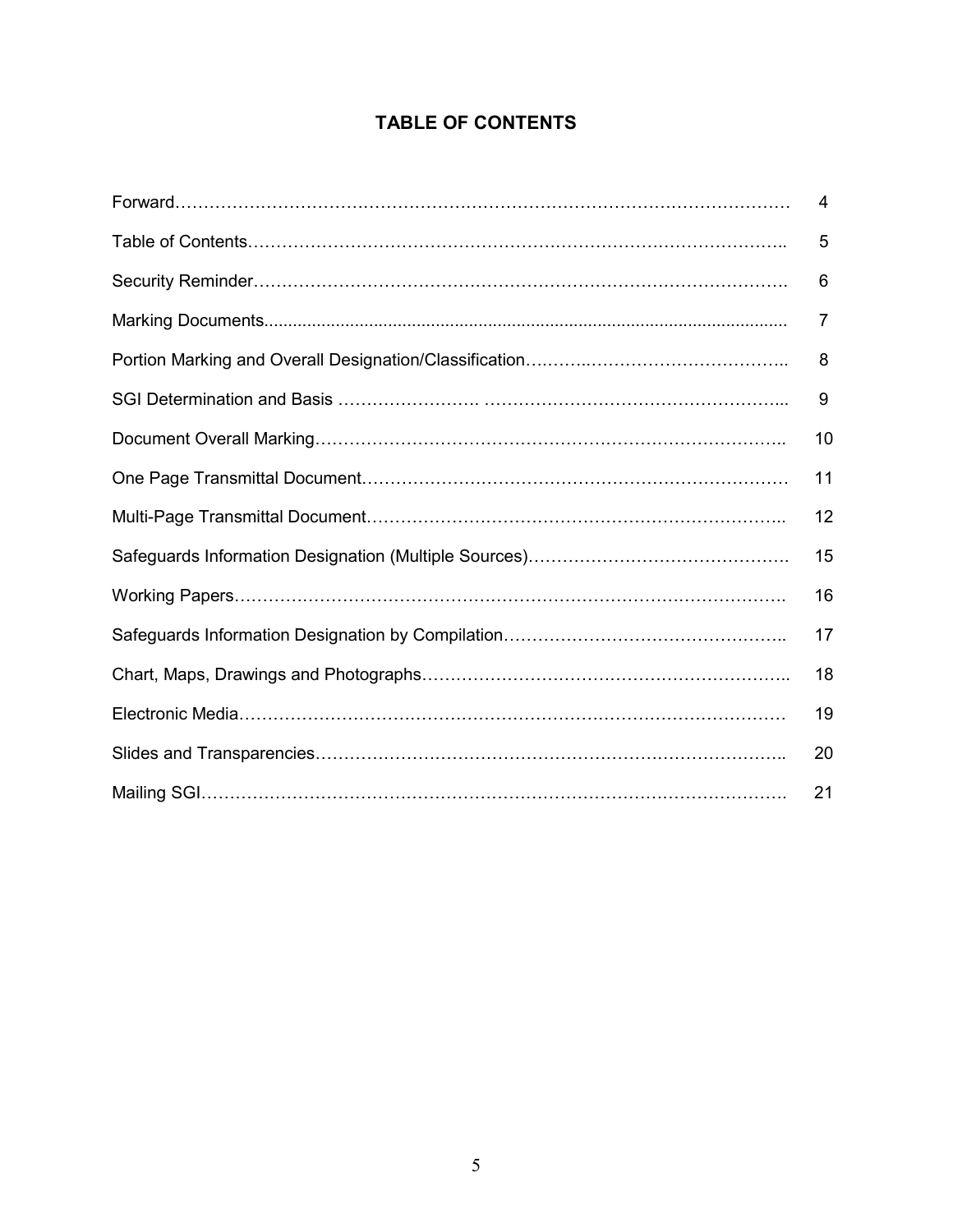# TABLE OF CONTENTS

| | |
|---|---|
| Forward | 4 |
| Table of Contents | 5 |
| Security Reminder | 6 |
| Marking Documents | 7 |
| Portion Marking and Overall Designation/Classification | 8 |
| SGI Determination and Basis | 9 |
| Document Overall Marking | 10 |
| One Page Transmittal Document | 11 |
| Multi-Page Transmittal Document | 12 |
| Safeguards Information Designation (Multiple Sources) | 15 |
| Working Papers | 16 |
| Safeguards Information Designation by Compilation | 17 |
| Chart, Maps, Drawings and Photographs | 18 |
| Electronic Media | 19 |
| Slides and Transparencies | 20 |
| Mailing SGI | 21 |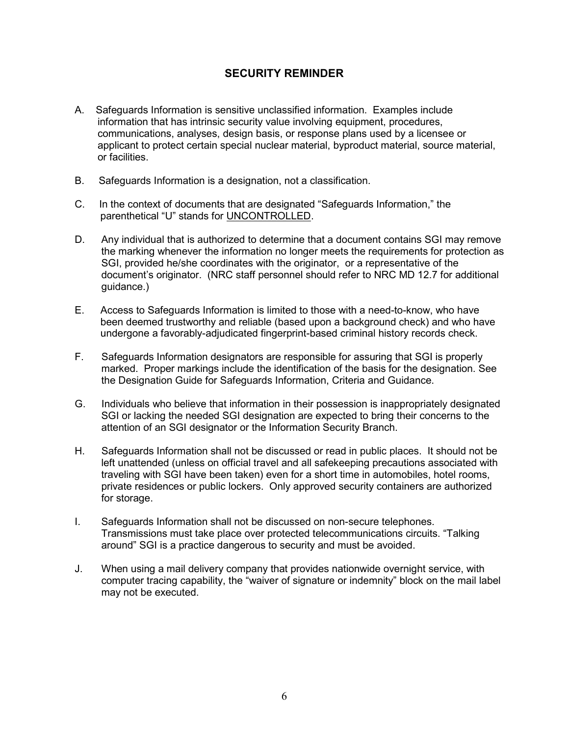## SECURITY REMINDER

A. Safeguards Information is sensitive unclassified information. Examples include information that has intrinsic security value involving equipment, procedures, communications, analyses, design basis, or response plans used by a licensee or applicant to protect certain special nuclear material, byproduct material, source material, or facilities.

B. Safeguards Information is a designation, not a classification.

C. In the context of documents that are designated "Safeguards Information," the parenthetical "U" stands for <u>UNCONTROLLED</u>.

D. Any individual that is authorized to determine that a document contains SGI may remove the marking whenever the information no longer meets the requirements for protection as SGI, provided he/she coordinates with the originator, or a representative of the document's originator. (NRC staff personnel should refer to NRC MD 12.7 for additional guidance.)

E. Access to Safeguards Information is limited to those with a need-to-know, who have been deemed trustworthy and reliable (based upon a background check) and who have undergone a favorably-adjudicated fingerprint-based criminal history records check.

F. Safeguards Information designators are responsible for assuring that SGI is properly marked. Proper markings include the identification of the basis for the designation. See the Designation Guide for Safeguards Information, Criteria and Guidance.

G. Individuals who believe that information in their possession is inappropriately designated SGI or lacking the needed SGI designation are expected to bring their concerns to the attention of an SGI designator or the Information Security Branch.

H. Safeguards Information shall not be discussed or read in public places. It should not be left unattended (unless on official travel and all safekeeping precautions associated with traveling with SGI have been taken) even for a short time in automobiles, hotel rooms, private residences or public lockers. Only approved security containers are authorized for storage.

I. Safeguards Information shall not be discussed on non-secure telephones. Transmissions must take place over protected telecommunications circuits. "Talking around" SGI is a practice dangerous to security and must be avoided.

J. When using a mail delivery company that provides nationwide overnight service, with computer tracing capability, the "waiver of signature or indemnity" block on the mail label may not be executed.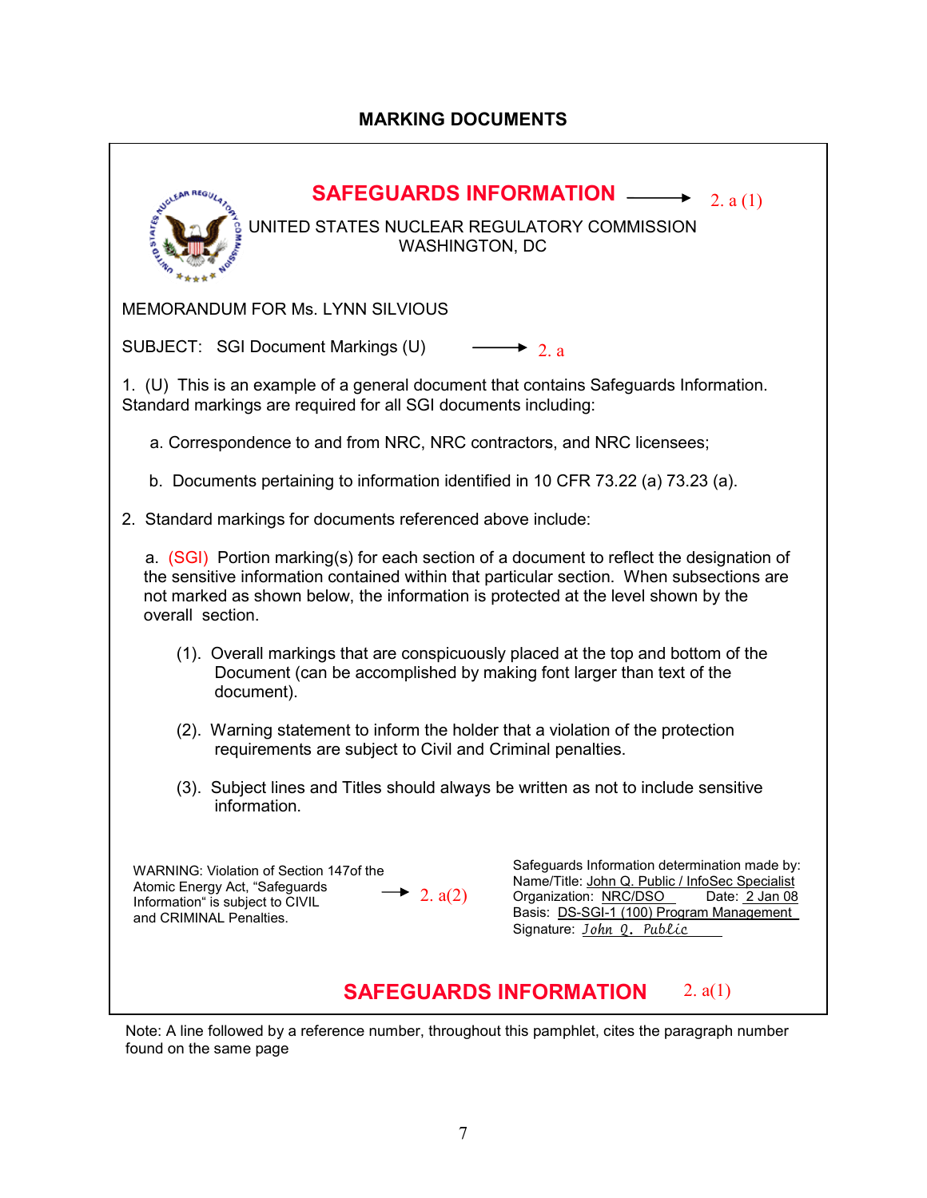## MARKING DOCUMENTS

**SAFEGUARDS INFORMATION** → 2. a (1)

UNITED STATES NUCLEAR REGULATORY COMMISSION
WASHINGTON, DC

MEMORANDUM FOR Ms. LYNN SILVIOUS

SUBJECT: SGI Document Markings (U) → 2. a

1. (U) This is an example of a general document that contains Safeguards Information. Standard markings are required for all SGI documents including:

   a. Correspondence to and from NRC, NRC contractors, and NRC licensees;

   b. Documents pertaining to information identified in 10 CFR 73.22 (a) 73.23 (a).

2. Standard markings for documents referenced above include:

   a. (SGI) Portion marking(s) for each section of a document to reflect the designation of the sensitive information contained within that particular section. When subsections are not marked as shown below, the information is protected at the level shown by the overall section.

      (1). Overall markings that are conspicuously placed at the top and bottom of the Document (can be accomplished by making font larger than text of the document).

      (2). Warning statement to inform the holder that a violation of the protection requirements are subject to Civil and Criminal penalties.

      (3). Subject lines and Titles should always be written as not to include sensitive information.

WARNING: Violation of Section 147of the Atomic Energy Act, "Safeguards Information" is subject to CIVIL and CRIMINAL Penalties. → 2. a(2)

Safeguards Information determination made by:
Name/Title: John Q. Public / InfoSec Specialist
Organization: NRC/DSO Date: 2 Jan 08
Basis: DS-SGI-1 (100) Program Management
Signature: *John Q. Public*

**SAFEGUARDS INFORMATION** 2. a(1)

Note: A line followed by a reference number, throughout this pamphlet, cites the paragraph number found on the same page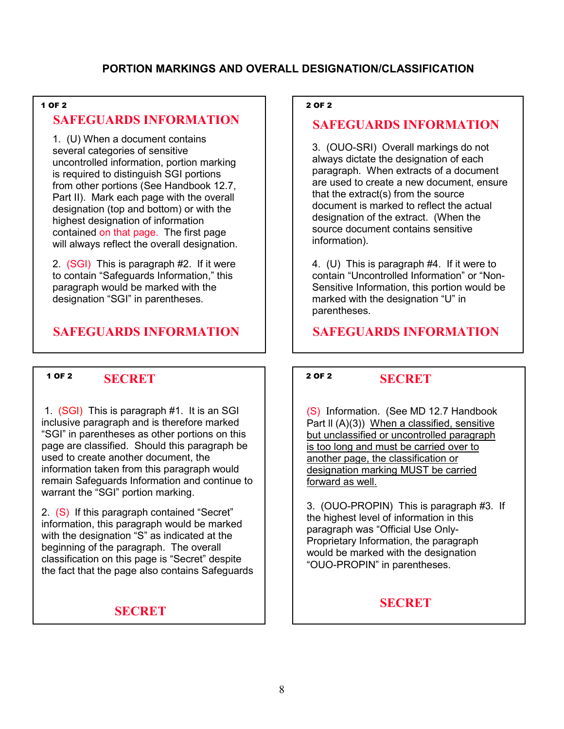# PORTION MARKINGS AND OVERALL DESIGNATION/CLASSIFICATION

1 OF 2

**SAFEGUARDS INFORMATION**

1. (U) When a document contains several categories of sensitive uncontrolled information, portion marking is required to distinguish SGI portions from other portions (See Handbook 12.7, Part II). Mark each page with the overall designation (top and bottom) or with the highest designation of information contained on that page. The first page will always reflect the overall designation.

2. (SGI) This is paragraph #2. If it were to contain "Safeguards Information," this paragraph would be marked with the designation "SGI" in parentheses.

**SAFEGUARDS INFORMATION**

2 OF 2

**SAFEGUARDS INFORMATION**

3. (OUO-SRI) Overall markings do not always dictate the designation of each paragraph. When extracts of a document are used to create a new document, ensure that the extract(s) from the source document is marked to reflect the actual designation of the extract. (When the source document contains sensitive information).

4. (U) This is paragraph #4. If it were to contain "Uncontrolled Information" or "Non-Sensitive Information, this portion would be marked with the designation "U" in parentheses.

**SAFEGUARDS INFORMATION**

1 OF 2 **SECRET**

1. (SGI) This is paragraph #1. It is an SGI inclusive paragraph and is therefore marked "SGI" in parentheses as other portions on this page are classified. Should this paragraph be used to create another document, the information taken from this paragraph would remain Safeguards Information and continue to warrant the "SGI" portion marking.

2. (S) If this paragraph contained "Secret" information, this paragraph would be marked with the designation "S" as indicated at the beginning of the paragraph. The overall classification on this page is "Secret" despite the fact that the page also contains Safeguards

**SECRET**

2 OF 2 **SECRET**

(S) Information. (See MD 12.7 Handbook Part II (A)(3)) <u>When a classified, sensitive but unclassified or uncontrolled paragraph is too long and must be carried over to another page, the classification or designation marking MUST be carried forward as well.</u>

3. (OUO-PROPIN) This is paragraph #3. If the highest level of information in this paragraph was "Official Use Only-Proprietary Information, the paragraph would be marked with the designation "OUO-PROPIN" in parentheses.

**SECRET**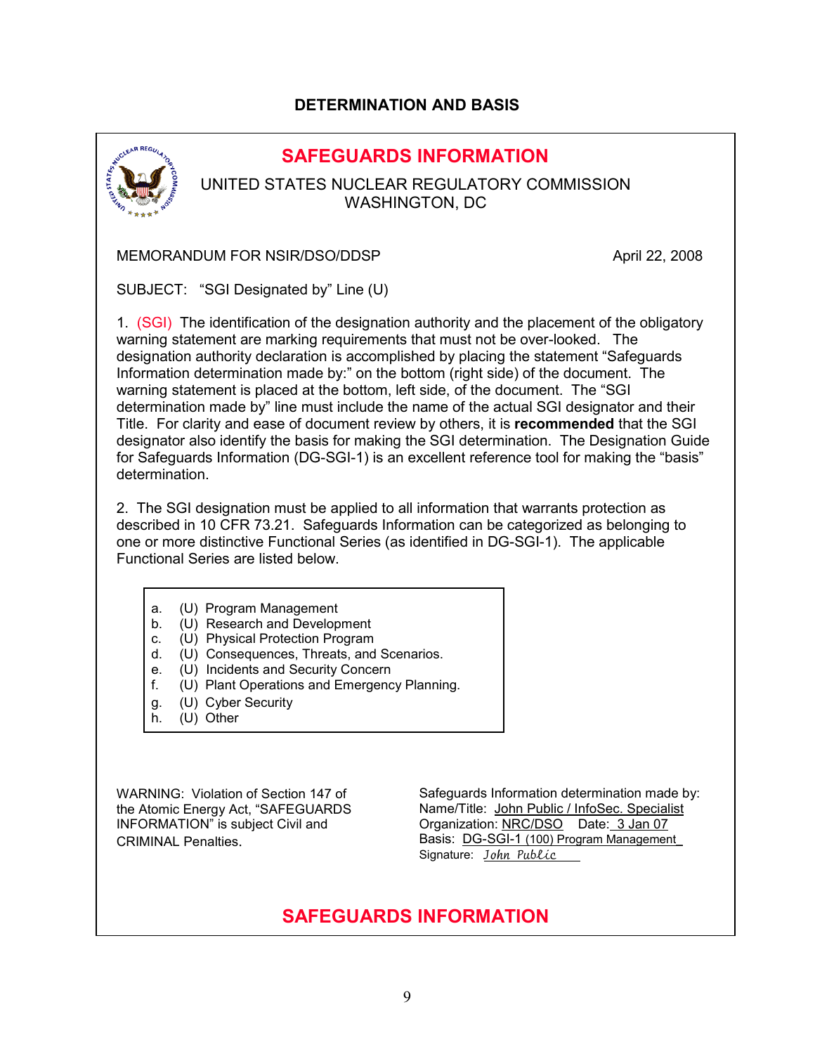## DETERMINATION AND BASIS

**SAFEGUARDS INFORMATION**

UNITED STATES NUCLEAR REGULATORY COMMISSION
WASHINGTON, DC

MEMORANDUM FOR NSIR/DSO/DDSP

April 22, 2008

SUBJECT: "SGI Designated by" Line (U)

1. (SGI) The identification of the designation authority and the placement of the obligatory warning statement are marking requirements that must not be over-looked. The designation authority declaration is accomplished by placing the statement "Safeguards Information determination made by:" on the bottom (right side) of the document. The warning statement is placed at the bottom, left side, of the document. The "SGI determination made by" line must include the name of the actual SGI designator and their Title. For clarity and ease of document review by others, it is **recommended** that the SGI designator also identify the basis for making the SGI determination. The Designation Guide for Safeguards Information (DG-SGI-1) is an excellent reference tool for making the "basis" determination.

2. The SGI designation must be applied to all information that warrants protection as described in 10 CFR 73.21. Safeguards Information can be categorized as belonging to one or more distinctive Functional Series (as identified in DG-SGI-1). The applicable Functional Series are listed below.

a. (U) Program Management
b. (U) Research and Development
c. (U) Physical Protection Program
d. (U) Consequences, Threats, and Scenarios.
e. (U) Incidents and Security Concern
f. (U) Plant Operations and Emergency Planning.
g. (U) Cyber Security
h. (U) Other

WARNING: Violation of Section 147 of the Atomic Energy Act, "SAFEGUARDS INFORMATION" is subject Civil and CRIMINAL Penalties.

Safeguards Information determination made by:
Name/Title: John Public / InfoSec. Specialist
Organization: NRC/DSO Date: 3 Jan 07
Basis: DG-SGI-1 (100) Program Management
Signature: *John Public*

**SAFEGUARDS INFORMATION**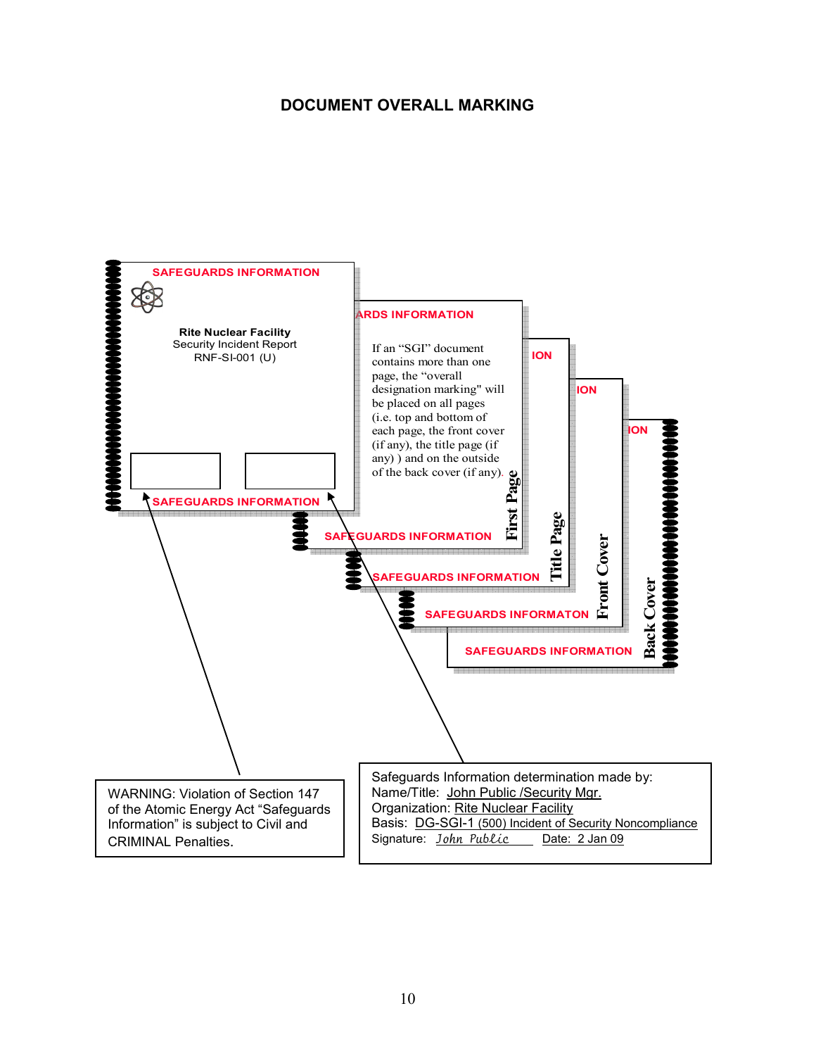## DOCUMENT OVERALL MARKING

SAFEGUARDS INFORMATION

**Rite Nuclear Facility**
Security Incident Report
RNF-SI-001 (U)

SAFEGUARDS INFORMATION

ARDS INFORMATION

If an "SGI" document contains more than one page, the "overall designation marking" will be placed on all pages (i.e. top and bottom of each page, the front cover (if any), the title page (if any) ) and on the outside of the back cover (if any).

**First Page**

SAFEGUARDS INFORMATION

ION

**Title Page**

SAFEGUARDS INFORMATION

ION

**Front Cover**

SAFEGUARDS INFORMATON

ION

**Back Cover**

SAFEGUARDS INFORMATION

WARNING: Violation of Section 147 of the Atomic Energy Act "Safeguards Information" is subject to Civil and CRIMINAL Penalties.

Safeguards Information determination made by:
Name/Title: John Public /Security Mgr.
Organization: Rite Nuclear Facility
Basis: DG-SGI-1 (500) Incident of Security Noncompliance
Signature: *John Public* Date: 2 Jan 09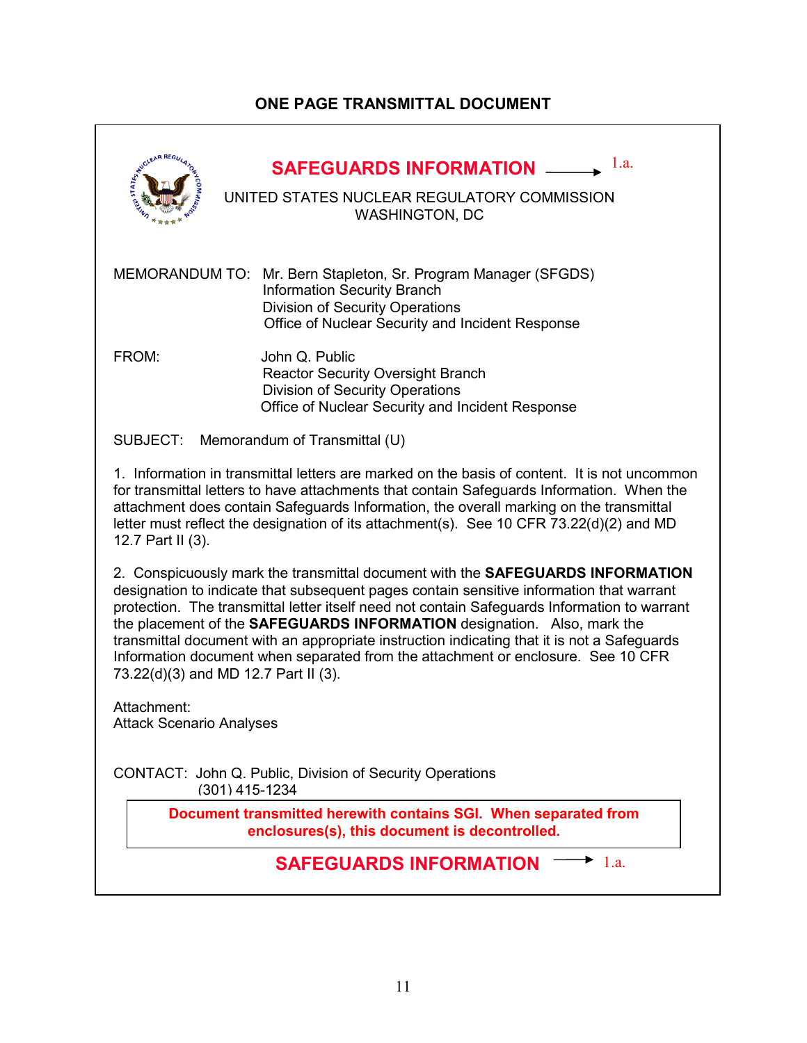## ONE PAGE TRANSMITTAL DOCUMENT

**SAFEGUARDS INFORMATION** ⟶ 1.a.

UNITED STATES NUCLEAR REGULATORY COMMISSION
WASHINGTON, DC

MEMORANDUM TO: Mr. Bern Stapleton, Sr. Program Manager (SFGDS)
Information Security Branch
Division of Security Operations
Office of Nuclear Security and Incident Response

FROM: John Q. Public
Reactor Security Oversight Branch
Division of Security Operations
Office of Nuclear Security and Incident Response

SUBJECT: Memorandum of Transmittal (U)

1. Information in transmittal letters are marked on the basis of content. It is not uncommon for transmittal letters to have attachments that contain Safeguards Information. When the attachment does contain Safeguards Information, the overall marking on the transmittal letter must reflect the designation of its attachment(s). See 10 CFR 73.22(d)(2) and MD 12.7 Part II (3).

2. Conspicuously mark the transmittal document with the **SAFEGUARDS INFORMATION** designation to indicate that subsequent pages contain sensitive information that warrant protection. The transmittal letter itself need not contain Safeguards Information to warrant the placement of the **SAFEGUARDS INFORMATION** designation. Also, mark the transmittal document with an appropriate instruction indicating that it is not a Safeguards Information document when separated from the attachment or enclosure. See 10 CFR 73.22(d)(3) and MD 12.7 Part II (3).

Attachment:
Attack Scenario Analyses

CONTACT: John Q. Public, Division of Security Operations
(301) 415-1234

**Document transmitted herewith contains SGI. When separated from enclosures(s), this document is decontrolled.**

**SAFEGUARDS INFORMATION** ⟶ 1.a.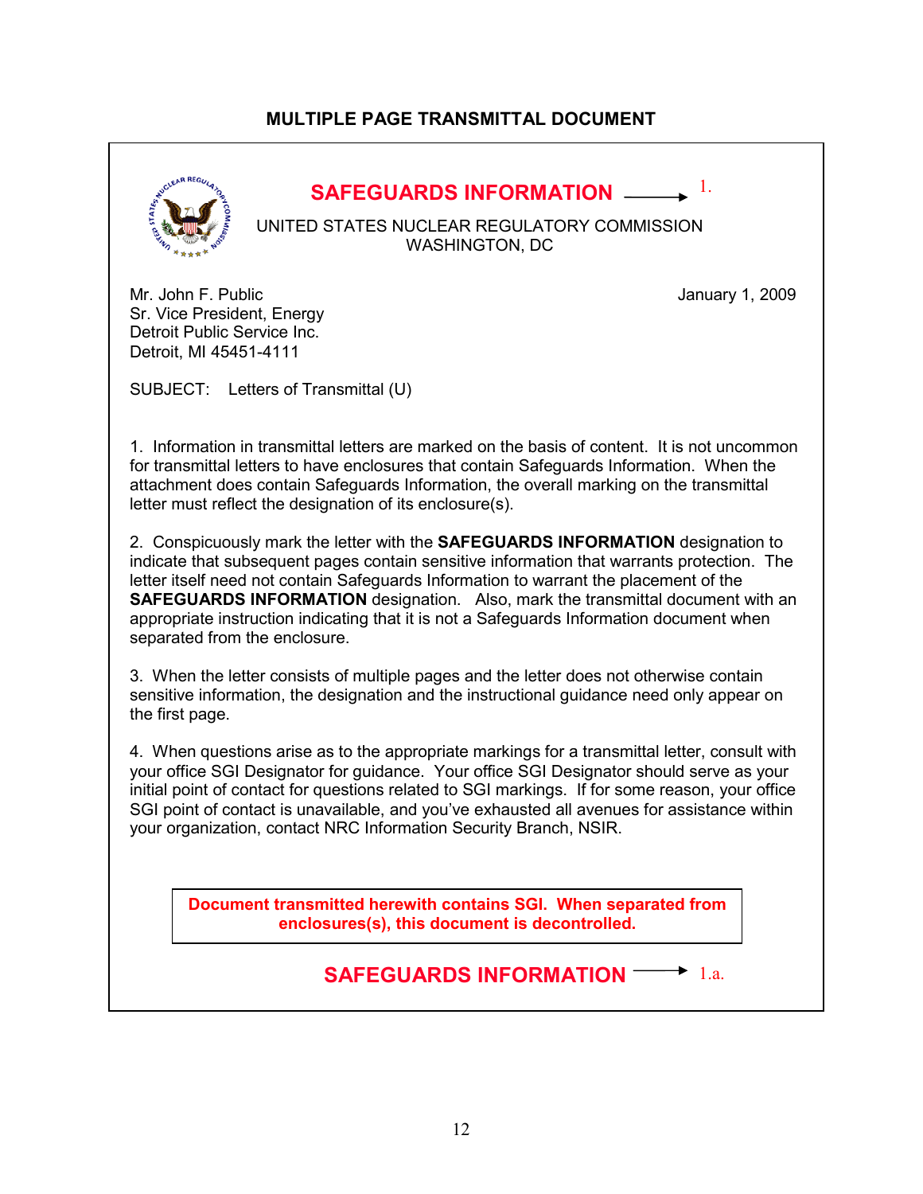## MULTIPLE PAGE TRANSMITTAL DOCUMENT

**SAFEGUARDS INFORMATION** ⟶ 1.

UNITED STATES NUCLEAR REGULATORY COMMISSION
WASHINGTON, DC

Mr. John F. Public
Sr. Vice President, Energy
Detroit Public Service Inc.
Detroit, MI 45451-4111

January 1, 2009

SUBJECT: Letters of Transmittal (U)

1. Information in transmittal letters are marked on the basis of content. It is not uncommon for transmittal letters to have enclosures that contain Safeguards Information. When the attachment does contain Safeguards Information, the overall marking on the transmittal letter must reflect the designation of its enclosure(s).

2. Conspicuously mark the letter with the **SAFEGUARDS INFORMATION** designation to indicate that subsequent pages contain sensitive information that warrants protection. The letter itself need not contain Safeguards Information to warrant the placement of the **SAFEGUARDS INFORMATION** designation. Also, mark the transmittal document with an appropriate instruction indicating that it is not a Safeguards Information document when separated from the enclosure.

3. When the letter consists of multiple pages and the letter does not otherwise contain sensitive information, the designation and the instructional guidance need only appear on the first page.

4. When questions arise as to the appropriate markings for a transmittal letter, consult with your office SGI Designator for guidance. Your office SGI Designator should serve as your initial point of contact for questions related to SGI markings. If for some reason, your office SGI point of contact is unavailable, and you've exhausted all avenues for assistance within your organization, contact NRC Information Security Branch, NSIR.

**Document transmitted herewith contains SGI. When separated from enclosures(s), this document is decontrolled.**

**SAFEGUARDS INFORMATION** ⟶ 1.a.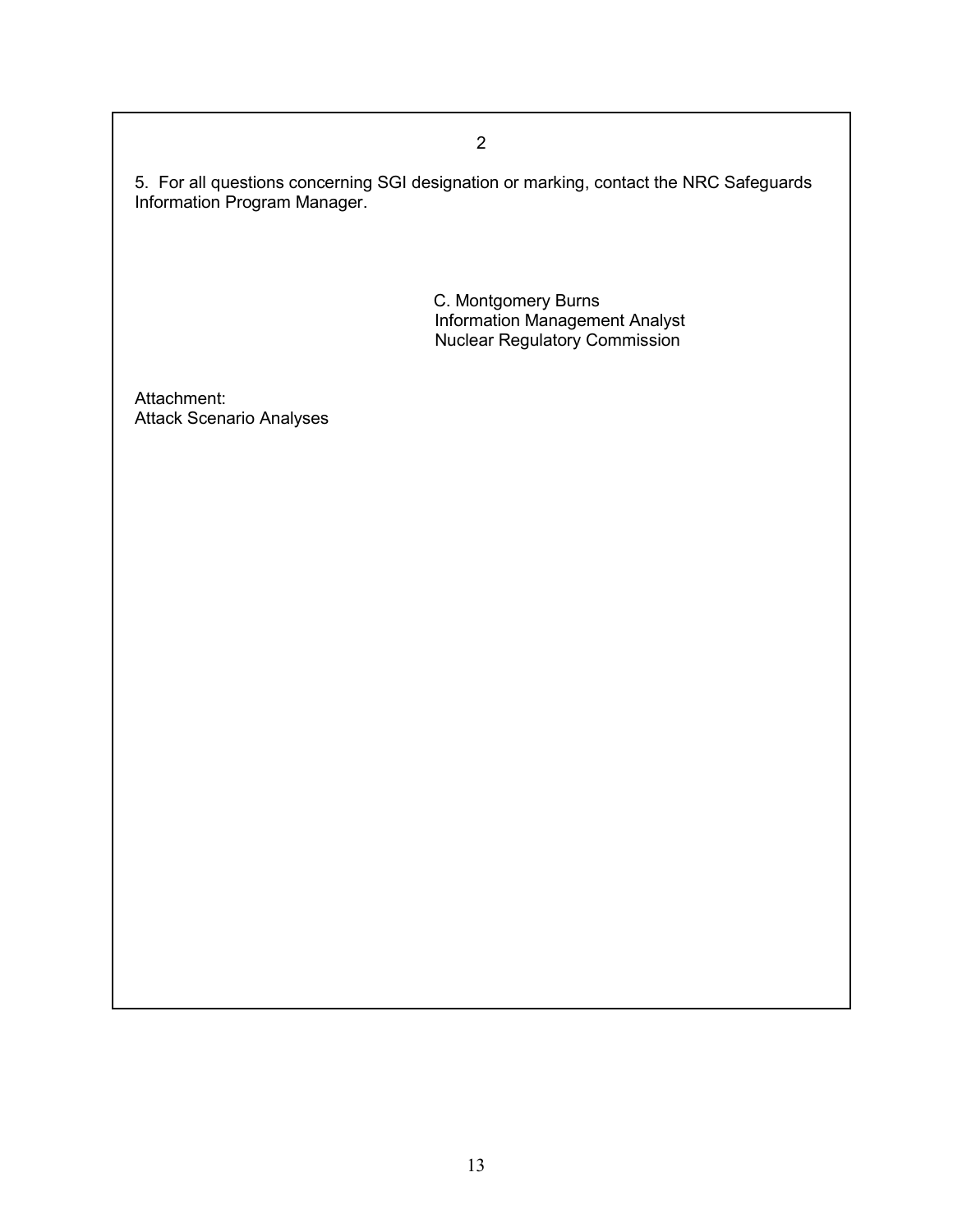5. For all questions concerning SGI designation or marking, contact the NRC Safeguards Information Program Manager.

C. Montgomery Burns
Information Management Analyst
Nuclear Regulatory Commission

Attachment:
Attack Scenario Analyses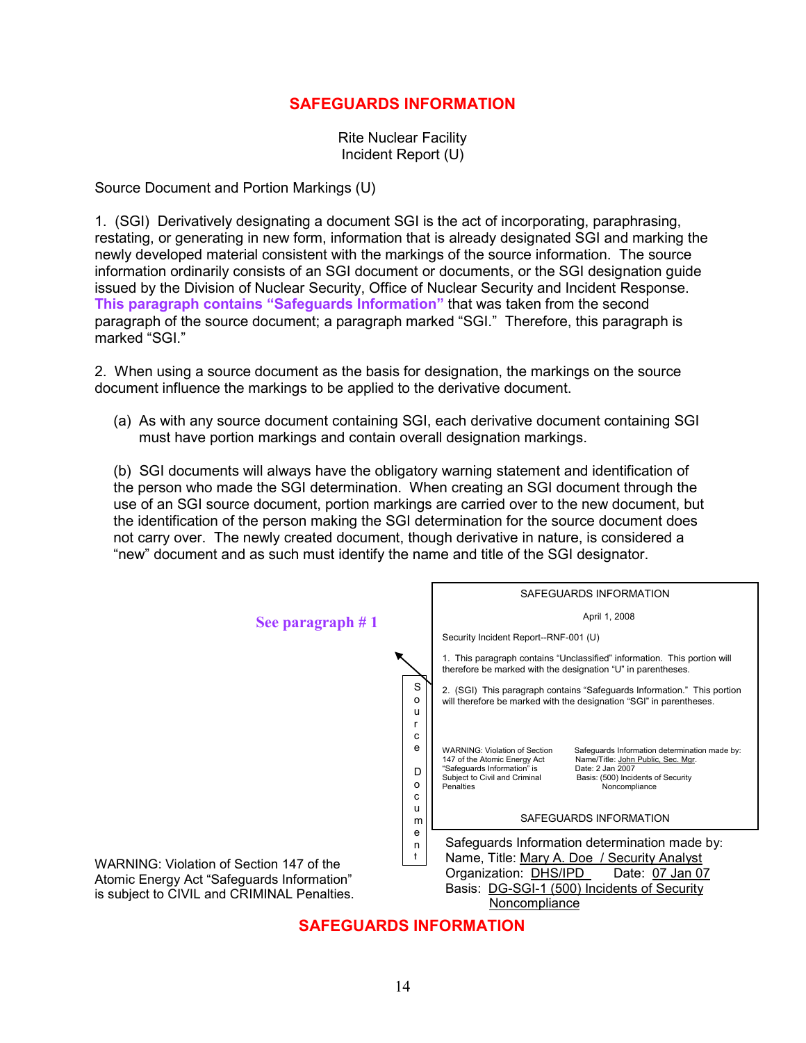**SAFEGUARDS INFORMATION**

Rite Nuclear Facility
Incident Report (U)

Source Document and Portion Markings (U)

1. (SGI) Derivatively designating a document SGI is the act of incorporating, paraphrasing, restating, or generating in new form, information that is already designated SGI and marking the newly developed material consistent with the markings of the source information. The source information ordinarily consists of an SGI document or documents, or the SGI designation guide issued by the Division of Nuclear Security, Office of Nuclear Security and Incident Response. **This paragraph contains "Safeguards Information"** that was taken from the second paragraph of the source document; a paragraph marked "SGI." Therefore, this paragraph is marked "SGI."

2. When using a source document as the basis for designation, the markings on the source document influence the markings to be applied to the derivative document.

(a) As with any source document containing SGI, each derivative document containing SGI must have portion markings and contain overall designation markings.

(b) SGI documents will always have the obligatory warning statement and identification of the person who made the SGI determination. When creating an SGI document through the use of an SGI source document, portion markings are carried over to the new document, but the identification of the person making the SGI determination for the source document does not carry over. The newly created document, though derivative in nature, is considered a "new" document and as such must identify the name and title of the SGI designator.

**See paragraph # 1**

Source Document

> SAFEGUARDS INFORMATION
>
> April 1, 2008
>
> Security Incident Report--RNF-001 (U)
>
> 1. This paragraph contains "Unclassified" information. This portion will therefore be marked with the designation "U" in parentheses.
>
> 2. (SGI) This paragraph contains "Safeguards Information." This portion will therefore be marked with the designation "SGI" in parentheses.
>
> WARNING: Violation of Section 147 of the Atomic Energy Act "Safeguards Information" is Subject to Civil and Criminal Penalties
>
> Safeguards Information determination made by:
> Name/Title: John Public, Sec. Mgr.
> Date: 2 Jan 2007
> Basis: (500) Incidents of Security Noncompliance
>
> SAFEGUARDS INFORMATION

WARNING: Violation of Section 147 of the Atomic Energy Act "Safeguards Information" is subject to CIVIL and CRIMINAL Penalties.

Safeguards Information determination made by:
Name, Title: Mary A. Doe / Security Analyst
Organization: DHS/IPD Date: 07 Jan 07
Basis: DG-SGI-1 (500) Incidents of Security Noncompliance

**SAFEGUARDS INFORMATION**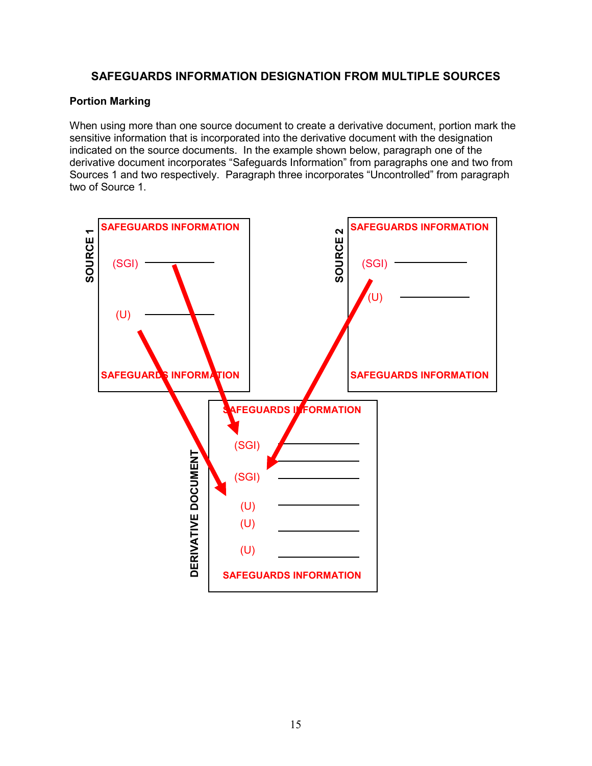# SAFEGUARDS INFORMATION DESIGNATION FROM MULTIPLE SOURCES

**Portion Marking**

When using more than one source document to create a derivative document, portion mark the sensitive information that is incorporated into the derivative document with the designation indicated on the source documents. In the example shown below, paragraph one of the derivative document incorporates "Safeguards Information" from paragraphs one and two from Sources 1 and two respectively. Paragraph three incorporates "Uncontrolled" from paragraph two of Source 1.

SOURCE 1

SAFEGUARDS INFORMATION

(SGI) ____________

(U) ____________

SAFEGUARDS INFORMATION

SOURCE 2

SAFEGUARDS INFORMATION

(SGI) ____________

(U) ____________

SAFEGUARDS INFORMATION

DERIVATIVE DOCUMENT

SAFEGUARDS INFORMATION

(SGI) ____________

(SGI) ____________

(U) ____________

(U) ____________

(U) ____________

SAFEGUARDS INFORMATION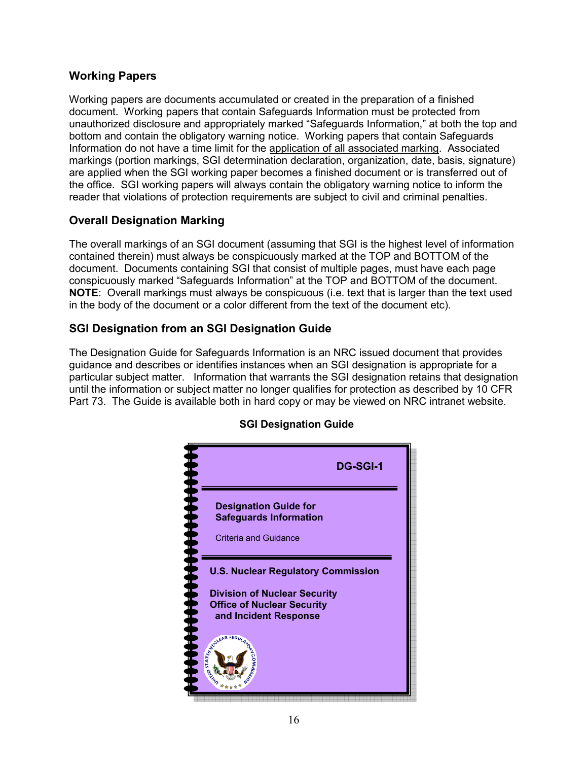## Working Papers

Working papers are documents accumulated or created in the preparation of a finished document. Working papers that contain Safeguards Information must be protected from unauthorized disclosure and appropriately marked "Safeguards Information," at both the top and bottom and contain the obligatory warning notice. Working papers that contain Safeguards Information do not have a time limit for the <u>application of all associated marking</u>. Associated markings (portion markings, SGI determination declaration, organization, date, basis, signature) are applied when the SGI working paper becomes a finished document or is transferred out of the office. SGI working papers will always contain the obligatory warning notice to inform the reader that violations of protection requirements are subject to civil and criminal penalties.

## Overall Designation Marking

The overall markings of an SGI document (assuming that SGI is the highest level of information contained therein) must always be conspicuously marked at the TOP and BOTTOM of the document. Documents containing SGI that consist of multiple pages, must have each page conspicuously marked "Safeguards Information" at the TOP and BOTTOM of the document. **NOTE**: Overall markings must always be conspicuous (i.e. text that is larger than the text used in the body of the document or a color different from the text of the document etc).

## SGI Designation from an SGI Designation Guide

The Designation Guide for Safeguards Information is an NRC issued document that provides guidance and describes or identifies instances when an SGI designation is appropriate for a particular subject matter. Information that warrants the SGI designation retains that designation until the information or subject matter no longer qualifies for protection as described by 10 CFR Part 73. The Guide is available both in hard copy or may be viewed on NRC intranet website.

**SGI Designation Guide**

**DG-SGI-1**

**Designation Guide for Safeguards Information**

Criteria and Guidance

**U.S. Nuclear Regulatory Commission**

**Division of Nuclear Security**
**Office of Nuclear Security and Incident Response**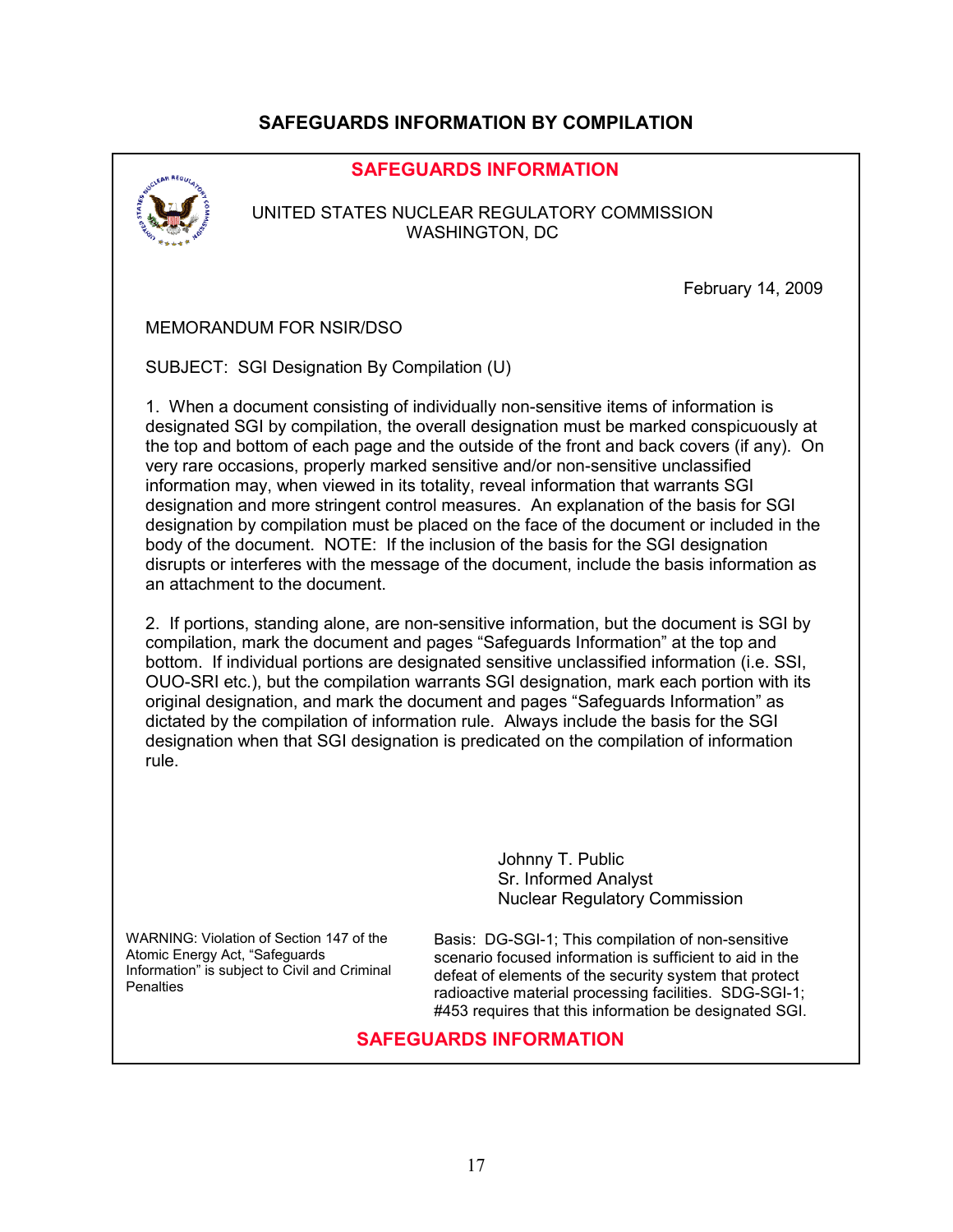# SAFEGUARDS INFORMATION BY COMPILATION

**SAFEGUARDS INFORMATION**

UNITED STATES NUCLEAR REGULATORY COMMISSION
WASHINGTON, DC

February 14, 2009

MEMORANDUM FOR NSIR/DSO

SUBJECT: SGI Designation By Compilation (U)

1. When a document consisting of individually non-sensitive items of information is designated SGI by compilation, the overall designation must be marked conspicuously at the top and bottom of each page and the outside of the front and back covers (if any). On very rare occasions, properly marked sensitive and/or non-sensitive unclassified information may, when viewed in its totality, reveal information that warrants SGI designation and more stringent control measures. An explanation of the basis for SGI designation by compilation must be placed on the face of the document or included in the body of the document. NOTE: If the inclusion of the basis for the SGI designation disrupts or interferes with the message of the document, include the basis information as an attachment to the document.

2. If portions, standing alone, are non-sensitive information, but the document is SGI by compilation, mark the document and pages "Safeguards Information" at the top and bottom. If individual portions are designated sensitive unclassified information (i.e. SSI, OUO-SRI etc.), but the compilation warrants SGI designation, mark each portion with its original designation, and mark the document and pages "Safeguards Information" as dictated by the compilation of information rule. Always include the basis for the SGI designation when that SGI designation is predicated on the compilation of information rule.

Johnny T. Public
Sr. Informed Analyst
Nuclear Regulatory Commission

WARNING: Violation of Section 147 of the Atomic Energy Act, "Safeguards Information" is subject to Civil and Criminal Penalties

Basis: DG-SGI-1; This compilation of non-sensitive scenario focused information is sufficient to aid in the defeat of elements of the security system that protect radioactive material processing facilities. SDG-SGI-1; #453 requires that this information be designated SGI.

**SAFEGUARDS INFORMATION**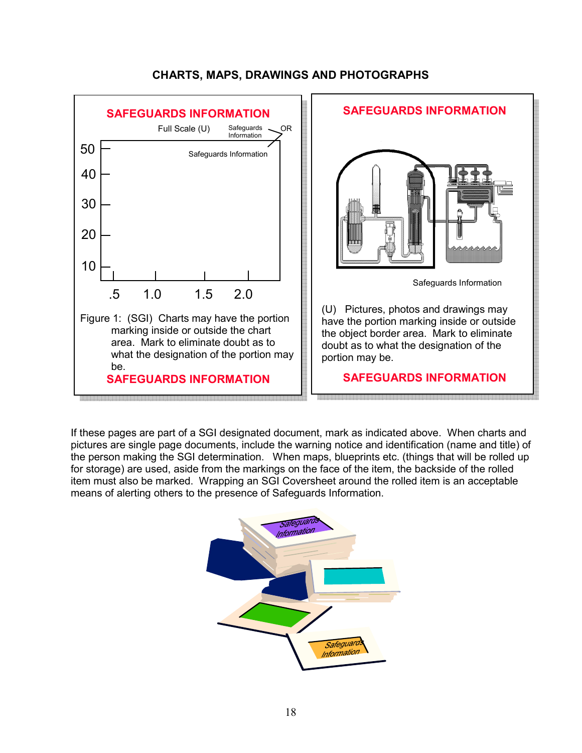## CHARTS, MAPS, DRAWINGS AND PHOTOGRAPHS

**SAFEGUARDS INFORMATION**

Full Scale (U) Safeguards Information OR

Safeguards Information

50
40
30
20
10

.5 1.0 1.5 2.0

Figure 1: (SGI) Charts may have the portion marking inside or outside the chart area. Mark to eliminate doubt as to what the designation of the portion may be.

**SAFEGUARDS INFORMATION**

**SAFEGUARDS INFORMATION**

Safeguards Information

(U) Pictures, photos and drawings may have the portion marking inside or outside the object border area. Mark to eliminate doubt as to what the designation of the portion may be.

**SAFEGUARDS INFORMATION**

If these pages are part of a SGI designated document, mark as indicated above. When charts and pictures are single page documents, include the warning notice and identification (name and title) of the person making the SGI determination. When maps, blueprints etc. (things that will be rolled up for storage) are used, aside from the markings on the face of the item, the backside of the rolled item must also be marked. Wrapping an SGI Coversheet around the rolled item is an acceptable means of alerting others to the presence of Safeguards Information.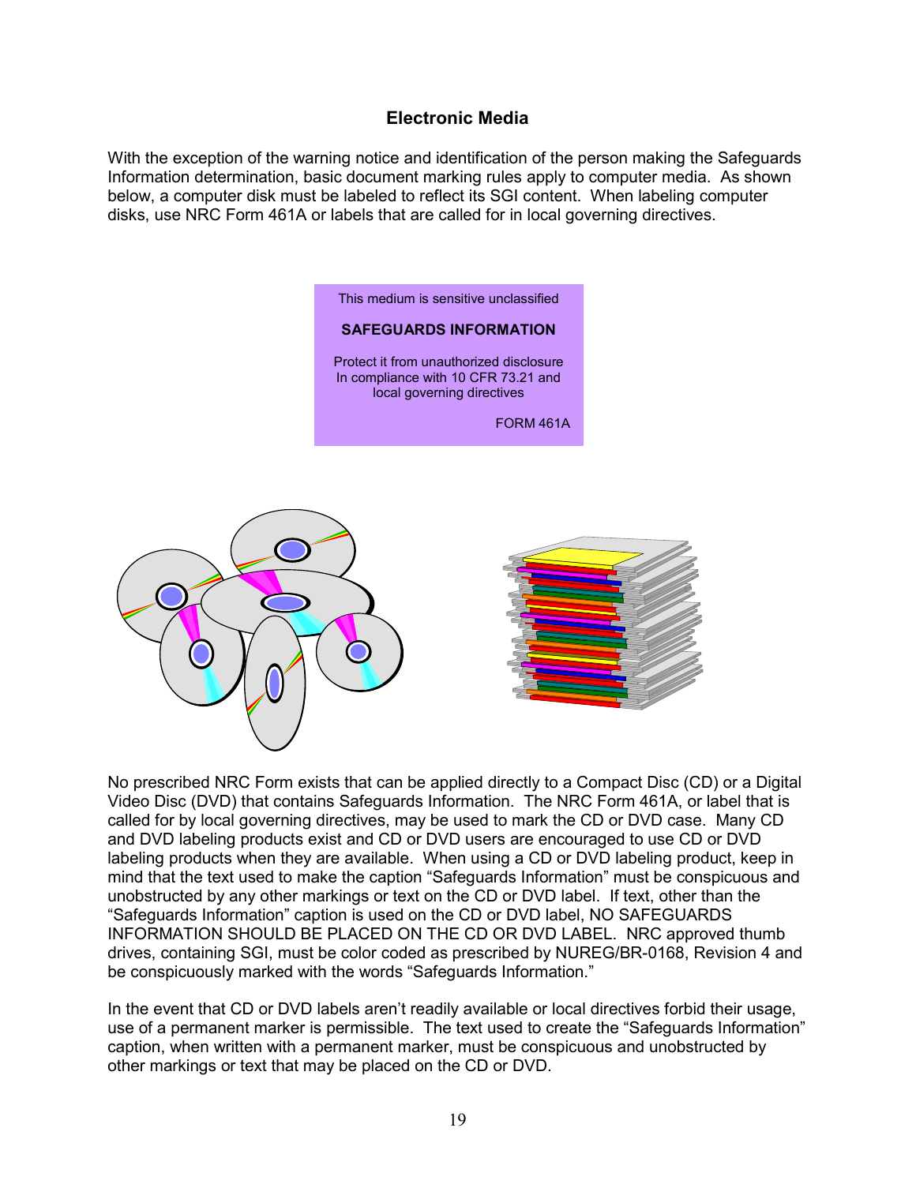## Electronic Media

With the exception of the warning notice and identification of the person making the Safeguards Information determination, basic document marking rules apply to computer media. As shown below, a computer disk must be labeled to reflect its SGI content. When labeling computer disks, use NRC Form 461A or labels that are called for in local governing directives.

This medium is sensitive unclassified

**SAFEGUARDS INFORMATION**

Protect it from unauthorized disclosure
In compliance with 10 CFR 73.21 and
local governing directives

FORM 461A

No prescribed NRC Form exists that can be applied directly to a Compact Disc (CD) or a Digital Video Disc (DVD) that contains Safeguards Information. The NRC Form 461A, or label that is called for by local governing directives, may be used to mark the CD or DVD case. Many CD and DVD labeling products exist and CD or DVD users are encouraged to use CD or DVD labeling products when they are available. When using a CD or DVD labeling product, keep in mind that the text used to make the caption "Safeguards Information" must be conspicuous and unobstructed by any other markings or text on the CD or DVD label. If text, other than the "Safeguards Information" caption is used on the CD or DVD label, NO SAFEGUARDS INFORMATION SHOULD BE PLACED ON THE CD OR DVD LABEL. NRC approved thumb drives, containing SGI, must be color coded as prescribed by NUREG/BR-0168, Revision 4 and be conspicuously marked with the words "Safeguards Information."

In the event that CD or DVD labels aren't readily available or local directives forbid their usage, use of a permanent marker is permissible. The text used to create the "Safeguards Information" caption, when written with a permanent marker, must be conspicuous and unobstructed by other markings or text that may be placed on the CD or DVD.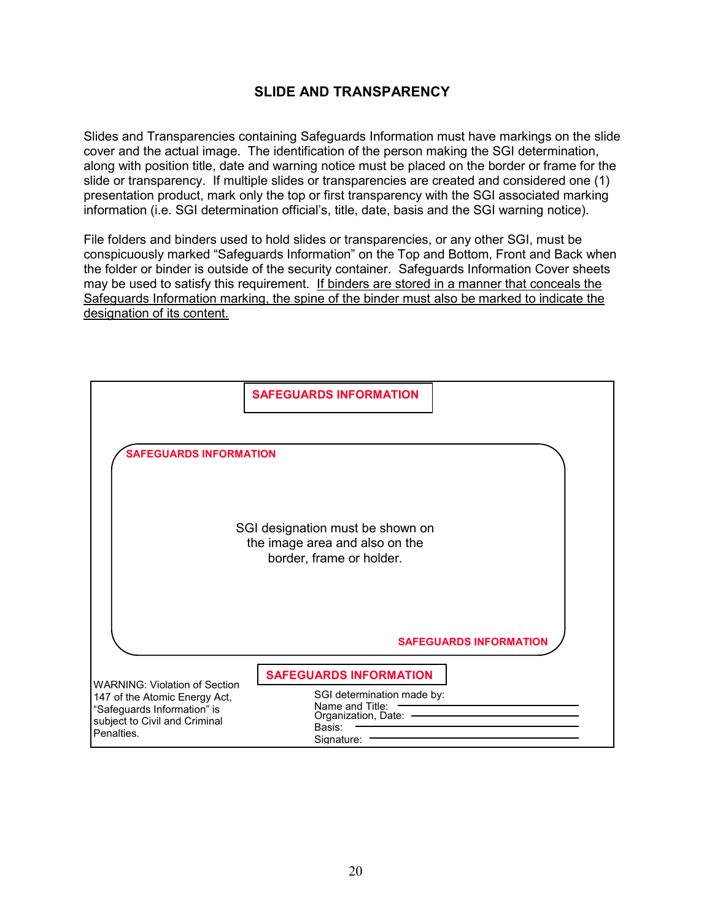## SLIDE AND TRANSPARENCY

Slides and Transparencies containing Safeguards Information must have markings on the slide cover and the actual image. The identification of the person making the SGI determination, along with position title, date and warning notice must be placed on the border or frame for the slide or transparency. If multiple slides or transparencies are created and considered one (1) presentation product, mark only the top or first transparency with the SGI associated marking information (i.e. SGI determination official's, title, date, basis and the SGI warning notice).

File folders and binders used to hold slides or transparencies, or any other SGI, must be conspicuously marked "Safeguards Information" on the Top and Bottom, Front and Back when the folder or binder is outside of the security container. Safeguards Information Cover sheets may be used to satisfy this requirement. <u>If binders are stored in a manner that conceals the Safeguards Information marking, the spine of the binder must also be marked to indicate the designation of its content.</u>

**SAFEGUARDS INFORMATION**

**SAFEGUARDS INFORMATION**

SGI designation must be shown on the image area and also on the border, frame or holder.

**SAFEGUARDS INFORMATION**

**SAFEGUARDS INFORMATION**

WARNING: Violation of Section 147 of the Atomic Energy Act, "Safeguards Information" is subject to Civil and Criminal Penalties.

SGI determination made by:
Name and Title: ____________________
Organization, Date: ____________________
Basis: ____________________
Signature: ____________________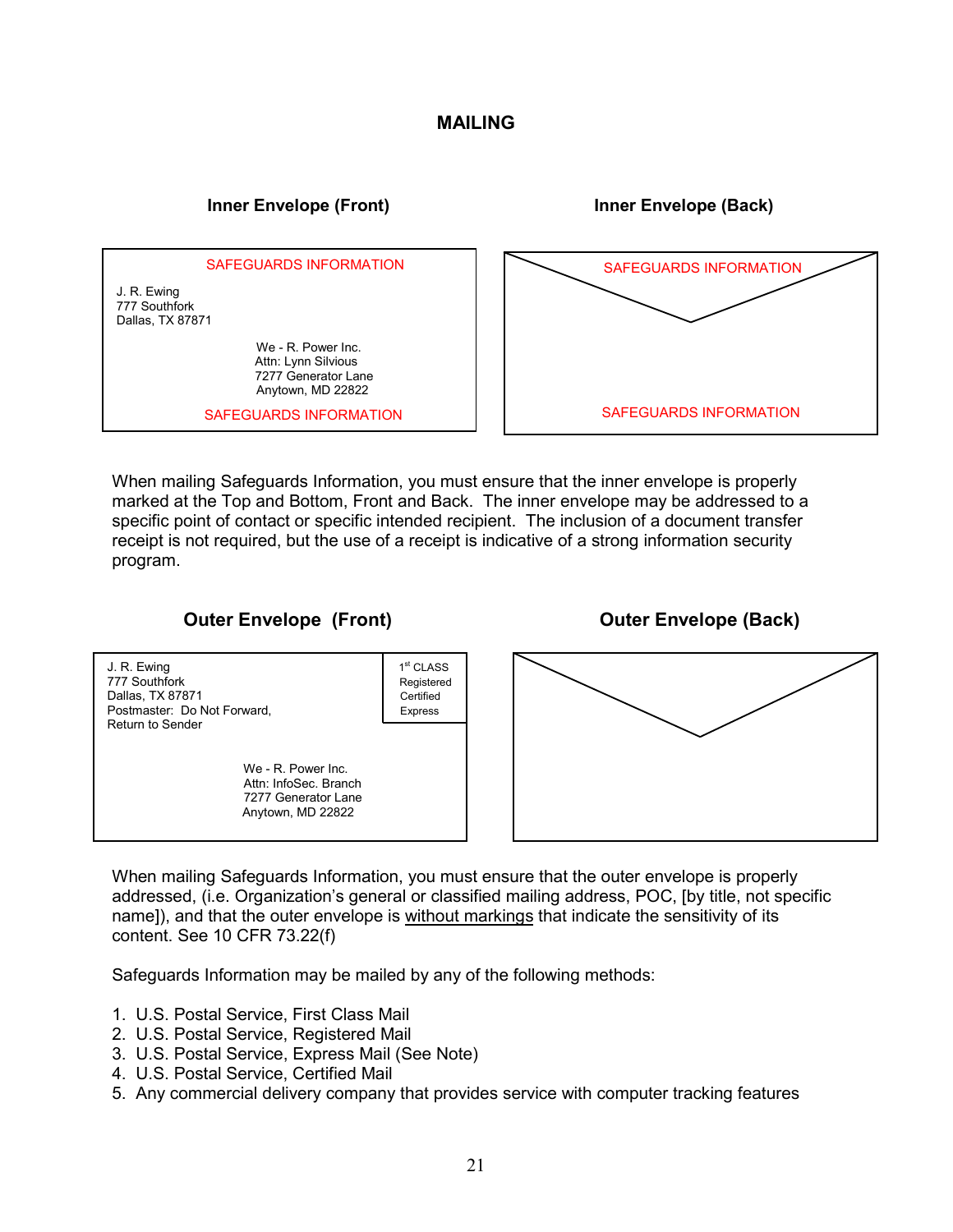# MAILING

**Inner Envelope (Front)**

SAFEGUARDS INFORMATION

J. R. Ewing
777 Southfork
Dallas, TX 87871

We - R. Power Inc.
Attn: Lynn Silvious
7277 Generator Lane
Anytown, MD 22822

SAFEGUARDS INFORMATION

**Inner Envelope (Back)**

SAFEGUARDS INFORMATION

SAFEGUARDS INFORMATION

When mailing Safeguards Information, you must ensure that the inner envelope is properly marked at the Top and Bottom, Front and Back. The inner envelope may be addressed to a specific point of contact or specific intended recipient. The inclusion of a document transfer receipt is not required, but the use of a receipt is indicative of a strong information security program.

**Outer Envelope (Front)**

J. R. Ewing
777 Southfork
Dallas, TX 87871
Postmaster: Do Not Forward,
Return to Sender

1st CLASS
Registered
Certified
Express

We - R. Power Inc.
Attn: InfoSec. Branch
7277 Generator Lane
Anytown, MD 22822

**Outer Envelope (Back)**

When mailing Safeguards Information, you must ensure that the outer envelope is properly addressed, (i.e. Organization's general or classified mailing address, POC, [by title, not specific name]), and that the outer envelope is <u>without markings</u> that indicate the sensitivity of its content. See 10 CFR 73.22(f)

Safeguards Information may be mailed by any of the following methods:

1. U.S. Postal Service, First Class Mail
2. U.S. Postal Service, Registered Mail
3. U.S. Postal Service, Express Mail (See Note)
4. U.S. Postal Service, Certified Mail
5. Any commercial delivery company that provides service with computer tracking features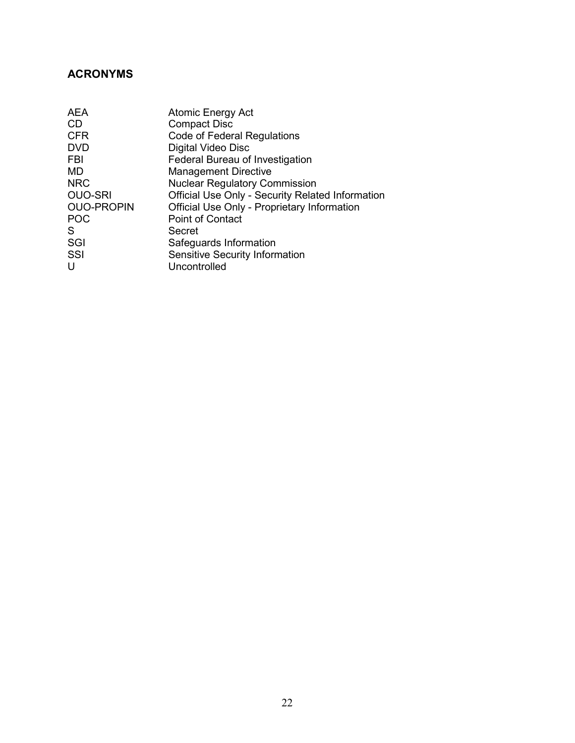## ACRONYMS

| | |
|---|---|
| AEA | Atomic Energy Act |
| CD | Compact Disc |
| CFR | Code of Federal Regulations |
| DVD | Digital Video Disc |
| FBI | Federal Bureau of Investigation |
| MD | Management Directive |
| NRC | Nuclear Regulatory Commission |
| OUO-SRI | Official Use Only - Security Related Information |
| OUO-PROPIN | Official Use Only - Proprietary Information |
| POC | Point of Contact |
| S | Secret |
| SGI | Safeguards Information |
| SSI | Sensitive Security Information |
| U | Uncontrolled |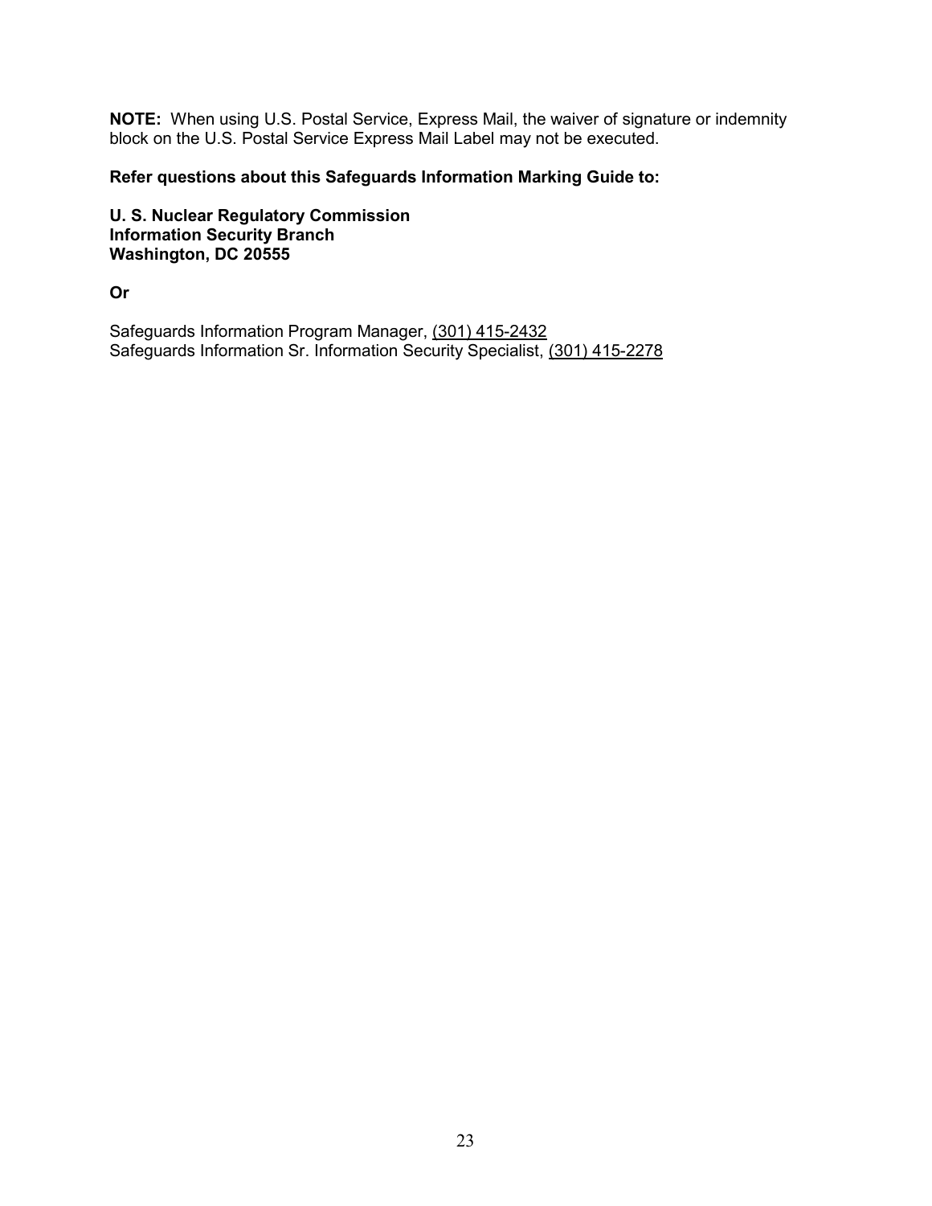**NOTE:** When using U.S. Postal Service, Express Mail, the waiver of signature or indemnity block on the U.S. Postal Service Express Mail Label may not be executed.

**Refer questions about this Safeguards Information Marking Guide to:**

**U. S. Nuclear Regulatory Commission**
**Information Security Branch**
**Washington, DC 20555**

**Or**

Safeguards Information Program Manager, (301) 415-2432
Safeguards Information Sr. Information Security Specialist, (301) 415-2278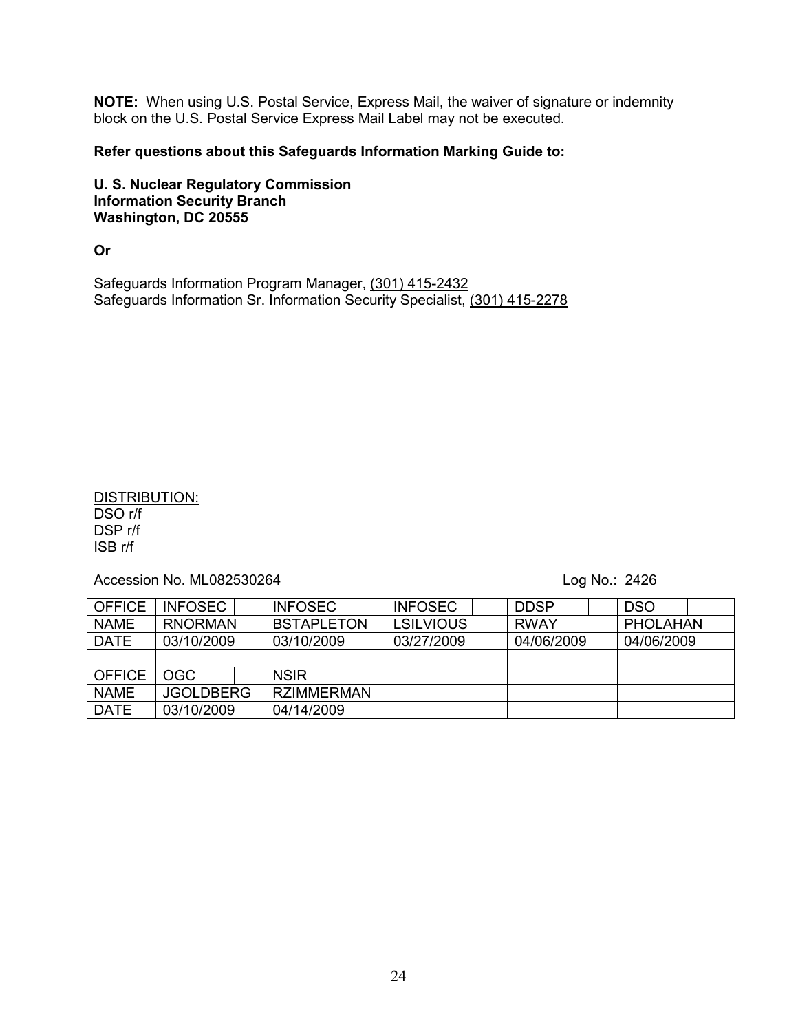**NOTE:** When using U.S. Postal Service, Express Mail, the waiver of signature or indemnity block on the U.S. Postal Service Express Mail Label may not be executed.

**Refer questions about this Safeguards Information Marking Guide to:**

**U. S. Nuclear Regulatory Commission**
**Information Security Branch**
**Washington, DC 20555**

**Or**

Safeguards Information Program Manager, (301) 415-2432
Safeguards Information Sr. Information Security Specialist, (301) 415-2278

DISTRIBUTION:
DSO r/f
DSP r/f
ISB r/f

Accession No. ML082530264 Log No.: 2426

| | | | | | |
|---|---|---|---|---|---|
| OFFICE | INFOSEC | INFOSEC | INFOSEC | DDSP | DSO |
| NAME | RNORMAN | BSTAPLETON | LSILVIOUS | RWAY | PHOLAHAN |
| DATE | 03/10/2009 | 03/10/2009 | 03/27/2009 | 04/06/2009 | 04/06/2009 |
| | | | | | |
| OFFICE | OGC | NSIR | | | |
| NAME | JGOLDBERG | RZIMMERMAN | | | |
| DATE | 03/10/2009 | 04/14/2009 | | | |